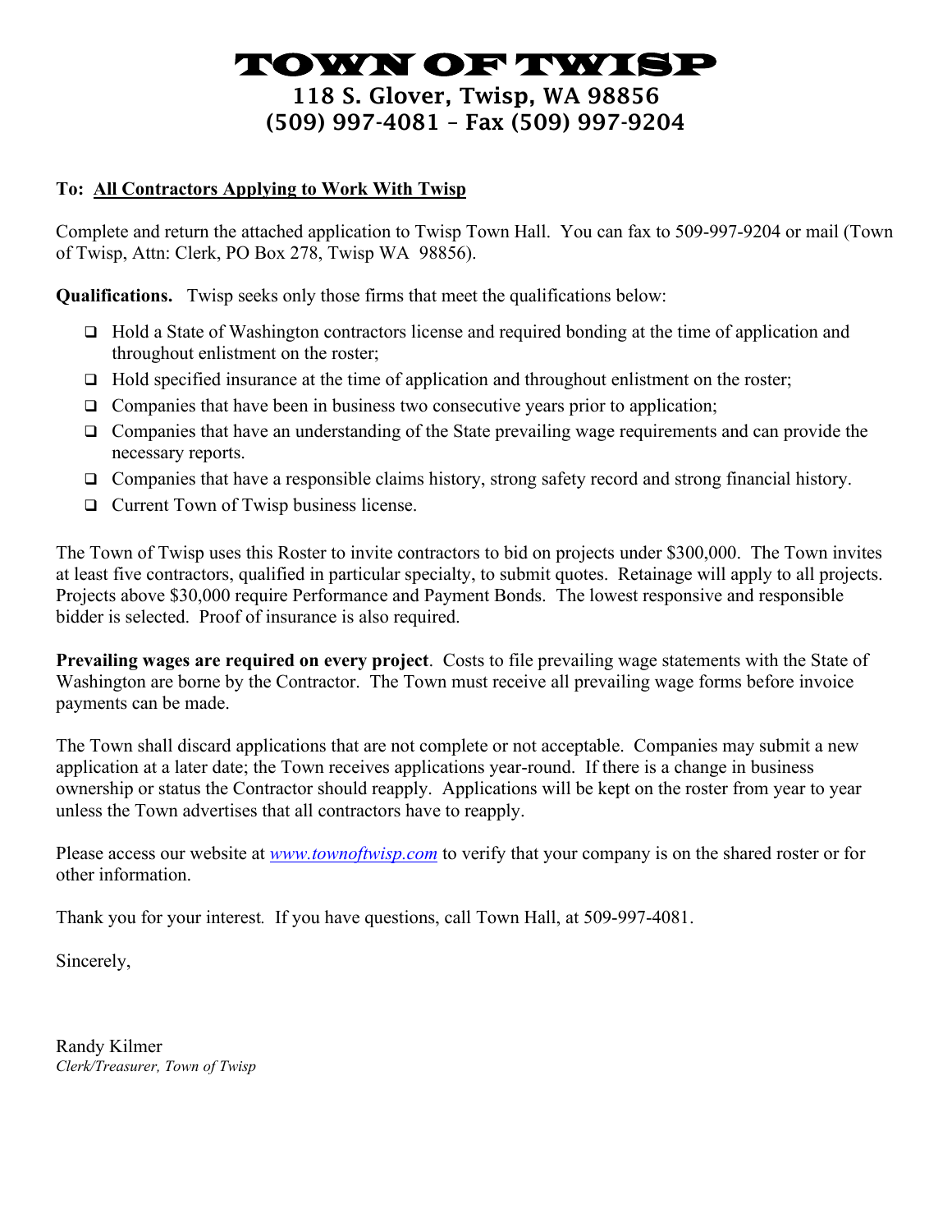# TOWN OF TWISP

## 118 S. Glover, Twisp, WA 98856
## (509) 997-4081 – Fax (509) 997-9204

**To: All Contractors Applying to Work With Twisp**

Complete and return the attached application to Twisp Town Hall. You can fax to 509-997-9204 or mail (Town of Twisp, Attn: Clerk, PO Box 278, Twisp WA 98856).

**Qualifications.** Twisp seeks only those firms that meet the qualifications below:

- ❑ Hold a State of Washington contractors license and required bonding at the time of application and throughout enlistment on the roster;
- ❑ Hold specified insurance at the time of application and throughout enlistment on the roster;
- ❑ Companies that have been in business two consecutive years prior to application;
- ❑ Companies that have an understanding of the State prevailing wage requirements and can provide the necessary reports.
- ❑ Companies that have a responsible claims history, strong safety record and strong financial history.
- ❑ Current Town of Twisp business license.

The Town of Twisp uses this Roster to invite contractors to bid on projects under $300,000. The Town invites at least five contractors, qualified in particular specialty, to submit quotes. Retainage will apply to all projects. Projects above $30,000 require Performance and Payment Bonds. The lowest responsive and responsible bidder is selected. Proof of insurance is also required.

**Prevailing wages are required on every project**. Costs to file prevailing wage statements with the State of Washington are borne by the Contractor. The Town must receive all prevailing wage forms before invoice payments can be made.

The Town shall discard applications that are not complete or not acceptable. Companies may submit a new application at a later date; the Town receives applications year-round. If there is a change in business ownership or status the Contractor should reapply. Applications will be kept on the roster from year to year unless the Town advertises that all contractors have to reapply.

Please access our website at *www.townoftwisp.com* to verify that your company is on the shared roster or for other information.

Thank you for your interest. If you have questions, call Town Hall, at 509-997-4081.

Sincerely,

Randy Kilmer
*Clerk/Treasurer, Town of Twisp*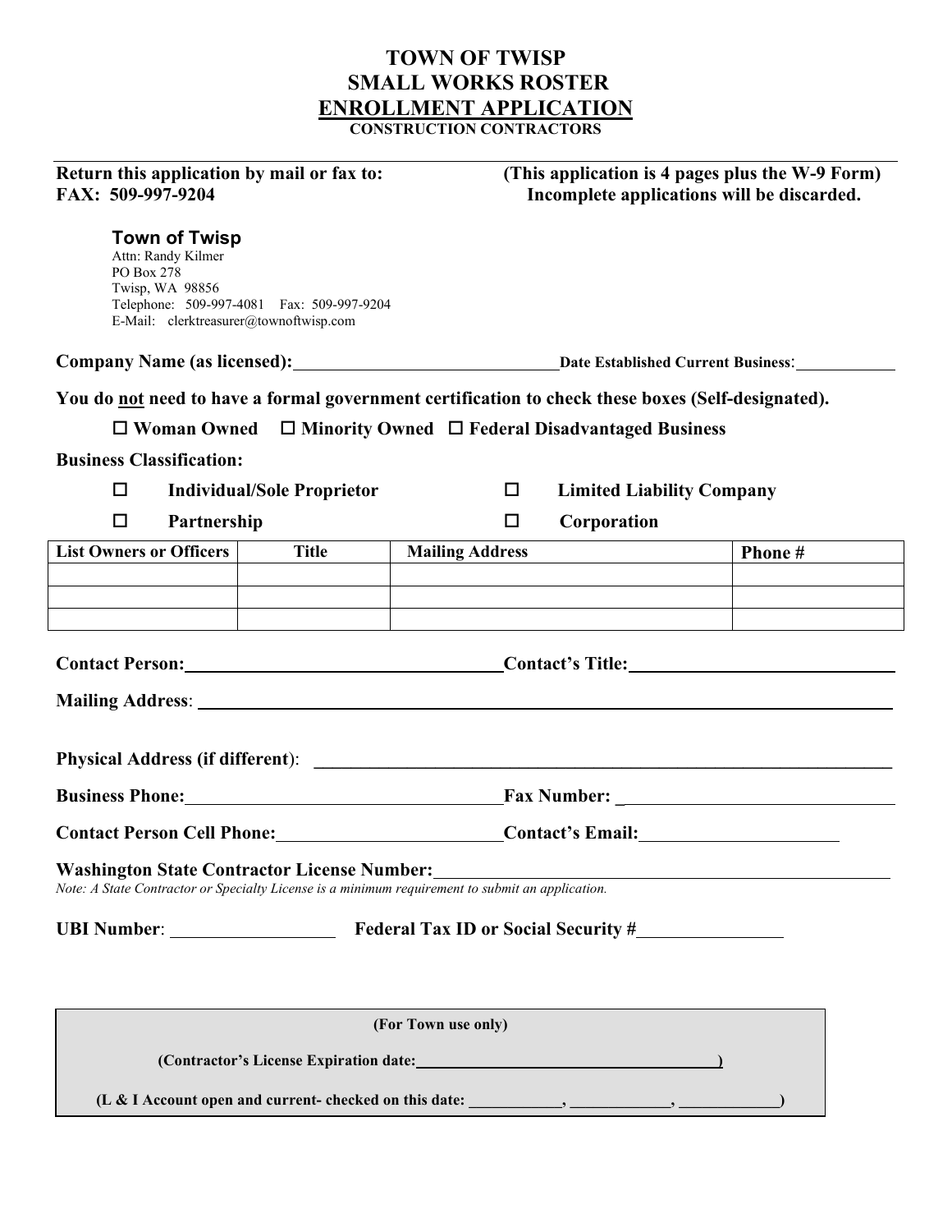# TOWN OF TWISP
# SMALL WORKS ROSTER
# ENROLLMENT APPLICATION
### CONSTRUCTION CONTRACTORS

**Return this application by mail or fax to:**
**FAX: 509-997-9204**

**(This application is 4 pages plus the W-9 Form)**
**Incomplete applications will be discarded.**

**Town of Twisp**
Attn: Randy Kilmer
PO Box 278
Twisp, WA 98856
Telephone: 509-997-4081 Fax: 509-997-9204
E-Mail: clerktreasurer@townoftwisp.com

**Company Name (as licensed):** ______________________________ **Date Established Current Business**: ____________

**You do not need to have a formal government certification to check these boxes (Self-designated).**

☐ **Woman Owned** ☐ **Minority Owned** ☐ **Federal Disadvantaged Business**

**Business Classification:**

☐ **Individual/Sole Proprietor** ☐ **Limited Liability Company**

☐ **Partnership** ☐ **Corporation**

| List Owners or Officers | Title | Mailing Address | Phone # |
|---|---|---|---|
| | | | |
| | | | |
| | | | |

**Contact Person:** ________________________________ **Contact's Title:** ____________________________

**Mailing Address**: ______________________________________________________________________

**Physical Address (if different)**: ______________________________________________________________

**Business Phone:** ________________________________ **Fax Number:** _____________________________

**Contact Person Cell Phone:** ______________________ **Contact's Email:** _______________________

**Washington State Contractor License Number:** ____________________________________________

*Note: A State Contractor or Specialty License is a minimum requirement to submit an application.*

**UBI Number**: _________________ **Federal Tax ID or Social Security #** _______________

**(For Town use only)**

**(Contractor's License Expiration date: ____________________________________)**

**(L & I Account open and current- checked on this date: ___________, ____________, ____________)**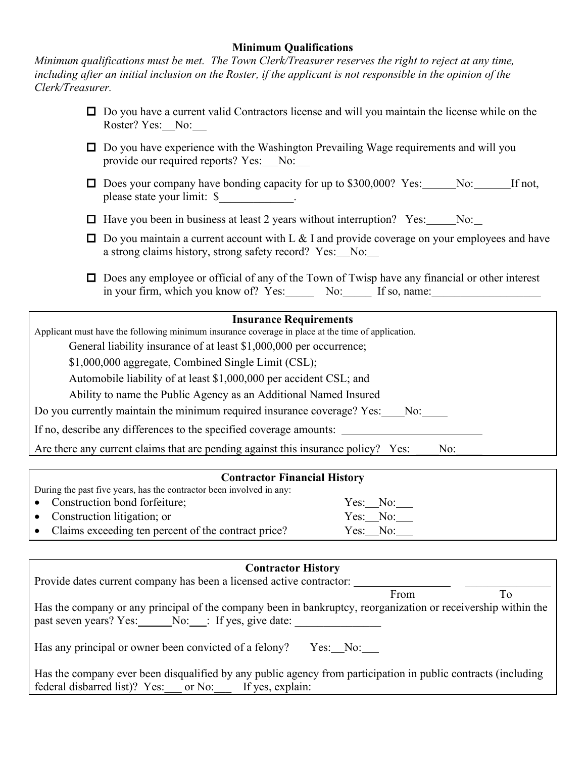### Minimum Qualifications

*Minimum qualifications must be met. The Town Clerk/Treasurer reserves the right to reject at any time, including after an initial inclusion on the Roster, if the applicant is not responsible in the opinion of the Clerk/Treasurer.*

- ☐ Do you have a current valid Contractors license and will you maintain the license while on the Roster? Yes:\_\_No:\_\_
- ☐ Do you have experience with the Washington Prevailing Wage requirements and will you provide our required reports? Yes:\_\_No:\_\_
- ☐ Does your company have bonding capacity for up to $300,000? Yes:\_\_\_\_\_\_No:\_\_\_\_\_\_If not, please state your limit: $\_\_\_\_\_\_\_\_\_\_\_\_\_.
- ☐ Have you been in business at least 2 years without interruption? Yes:\_\_\_\_\_No:\_
- ☐ Do you maintain a current account with L & I and provide coverage on your employees and have a strong claims history, strong safety record? Yes:\_\_No:\_\_
- ☐ Does any employee or official of any of the Town of Twisp have any financial or other interest in your firm, which you know of? Yes:\_\_\_\_\_ No:\_\_\_\_\_ If so, name:\_\_\_\_\_\_\_\_\_\_\_\_\_\_\_\_\_\_\_

### Insurance Requirements

Applicant must have the following minimum insurance coverage in place at the time of application.

General liability insurance of at least $1,000,000 per occurrence;

$1,000,000 aggregate, Combined Single Limit (CSL);

Automobile liability of at least $1,000,000 per accident CSL; and

Ability to name the Public Agency as an Additional Named Insured

Do you currently maintain the minimum required insurance coverage? Yes:\_\_\_\_No:\_\_\_\_\_

If no, describe any differences to the specified coverage amounts: \_\_\_\_\_\_\_\_\_\_\_\_\_\_\_\_\_\_\_\_\_\_\_\_\_

Are there any current claims that are pending against this insurance policy? Yes: \_\_\_\_No:\_\_\_\_\_

### Contractor Financial History

During the past five years, has the contractor been involved in any:

- Construction bond forfeiture; Yes:\_\_No:\_\_\_
- Construction litigation; or Yes:\_\_No:\_\_\_
- Claims exceeding ten percent of the contract price? Yes:\_\_No:\_\_\_

### Contractor History

Provide dates current company has been a licensed active contractor: \_\_\_\_\_\_\_\_\_\_\_\_\_\_\_\_\_ \_\_\_\_\_\_\_\_\_\_\_\_\_\_\_\_\_
From To

Has the company or any principal of the company been in bankruptcy, reorganization or receivership within the past seven years? Yes:\_\_\_\_\_\_No:\_\_\_: If yes, give date: \_\_\_\_\_\_\_\_\_\_\_\_\_\_\_

Has any principal or owner been convicted of a felony? Yes:\_\_No:\_\_\_

Has the company ever been disqualified by any public agency from participation in public contracts (including federal disbarred list)? Yes:\_\_\_ or No:\_\_\_ If yes, explain: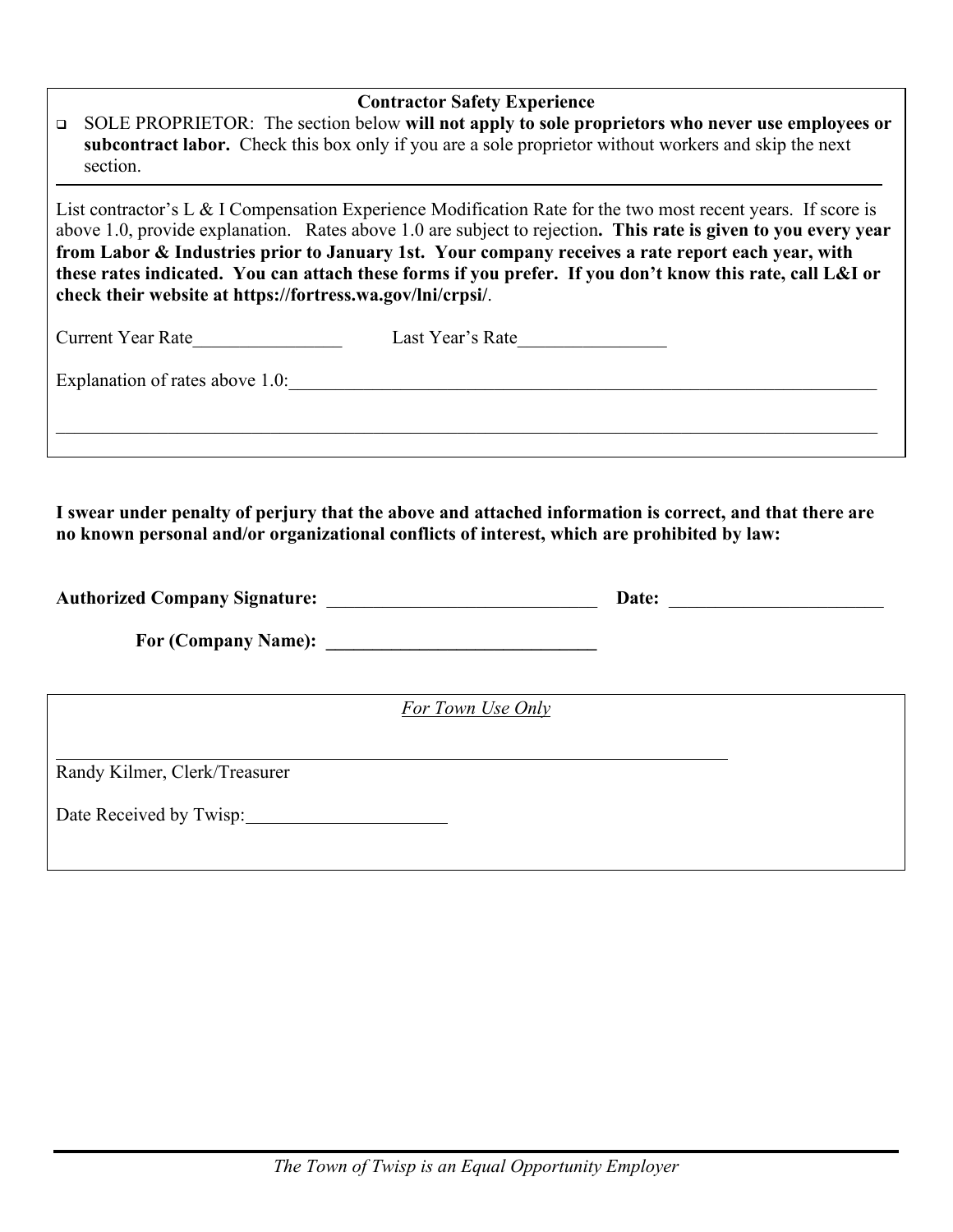**Contractor Safety Experience**

- ☐ SOLE PROPRIETOR: The section below **will not apply to sole proprietors who never use employees or subcontract labor.** Check this box only if you are a sole proprietor without workers and skip the next section.

---

List contractor's L & I Compensation Experience Modification Rate for the two most recent years. If score is above 1.0, provide explanation. Rates above 1.0 are subject to rejection**. This rate is given to you every year from Labor & Industries prior to January 1st. Your company receives a rate report each year, with these rates indicated. You can attach these forms if you prefer. If you don't know this rate, call L&I or check their website at https://fortress.wa.gov/lni/crpsi/**.

Current Year Rate________________ Last Year's Rate________________

Explanation of rates above 1.0:_____________________________________________________________________

_____________________________________________________________________________________________

**I swear under penalty of perjury that the above and attached information is correct, and that there are no known personal and/or organizational conflicts of interest, which are prohibited by law:**

**Authorized Company Signature:** ______________________________ **Date:** ______________________

**For (Company Name):** ______________________________

*For Town Use Only*

_________________________________________________________________

Randy Kilmer, Clerk/Treasurer

Date Received by Twisp:______________________

*The Town of Twisp is an Equal Opportunity Employer*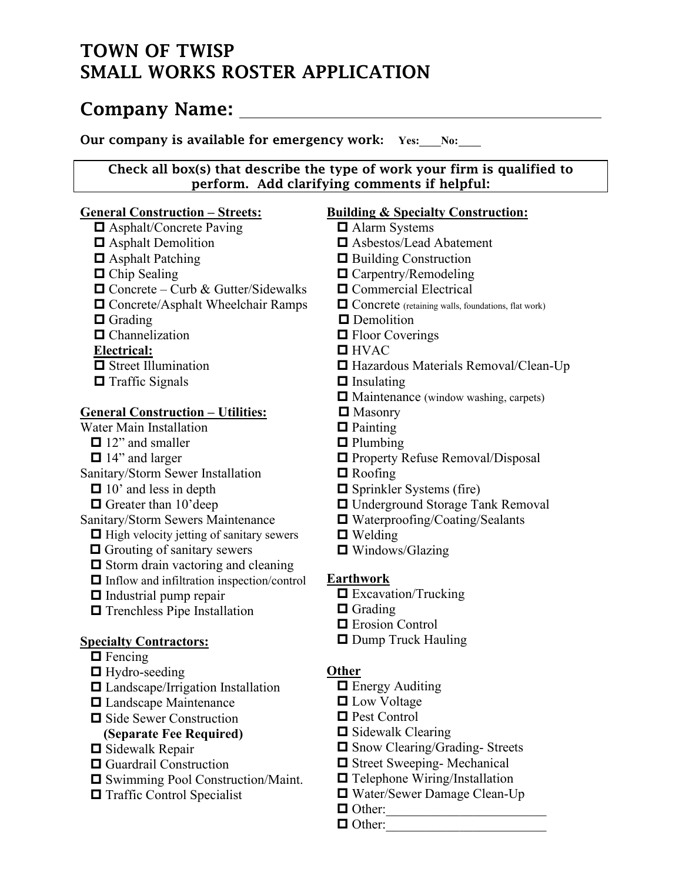# TOWN OF TWISP
# SMALL WORKS ROSTER APPLICATION

## Company Name: ______________________________

**Our company is available for emergency work: Yes:____ No:____**

**Check all box(s) that describe the type of work your firm is qualified to perform. Add clarifying comments if helpful:**

**General Construction – Streets:**

- ☐ Asphalt/Concrete Paving
- ☐ Asphalt Demolition
- ☐ Asphalt Patching
- ☐ Chip Sealing
- ☐ Concrete – Curb & Gutter/Sidewalks
- ☐ Concrete/Asphalt Wheelchair Ramps
- ☐ Grading
- ☐ Channelization

**Electrical:**

- ☐ Street Illumination
- ☐ Traffic Signals

**General Construction – Utilities:**

Water Main Installation

- ☐ 12" and smaller
- ☐ 14" and larger

Sanitary/Storm Sewer Installation

- ☐ 10' and less in depth
- ☐ Greater than 10'deep

Sanitary/Storm Sewers Maintenance

- ☐ High velocity jetting of sanitary sewers
- ☐ Grouting of sanitary sewers
- ☐ Storm drain vactoring and cleaning
- ☐ Inflow and infiltration inspection/control
- ☐ Industrial pump repair
- ☐ Trenchless Pipe Installation

**Specialty Contractors:**

- ☐ Fencing
- ☐ Hydro-seeding
- ☐ Landscape/Irrigation Installation
- ☐ Landscape Maintenance
- ☐ Side Sewer Construction **(Separate Fee Required)**
- ☐ Sidewalk Repair
- ☐ Guardrail Construction
- ☐ Swimming Pool Construction/Maint.
- ☐ Traffic Control Specialist

**Building & Specialty Construction:**

- ☐ Alarm Systems
- ☐ Asbestos/Lead Abatement
- ☐ Building Construction
- ☐ Carpentry/Remodeling
- ☐ Commercial Electrical
- ☐ Concrete (retaining walls, foundations, flat work)
- ☐ Demolition
- ☐ Floor Coverings
- ☐ HVAC
- ☐ Hazardous Materials Removal/Clean-Up
- ☐ Insulating
- ☐ Maintenance (window washing, carpets)
- ☐ Masonry
- ☐ Painting
- ☐ Plumbing
- ☐ Property Refuse Removal/Disposal
- ☐ Roofing
- ☐ Sprinkler Systems (fire)
- ☐ Underground Storage Tank Removal
- ☐ Waterproofing/Coating/Sealants
- ☐ Welding
- ☐ Windows/Glazing

**Earthwork**

- ☐ Excavation/Trucking
- ☐ Grading
- ☐ Erosion Control
- ☐ Dump Truck Hauling

**Other**

- ☐ Energy Auditing
- ☐ Low Voltage
- ☐ Pest Control
- ☐ Sidewalk Clearing
- ☐ Snow Clearing/Grading- Streets
- ☐ Street Sweeping- Mechanical
- ☐ Telephone Wiring/Installation
- ☐ Water/Sewer Damage Clean-Up
- ☐ Other:________________________
- ☐ Other:________________________